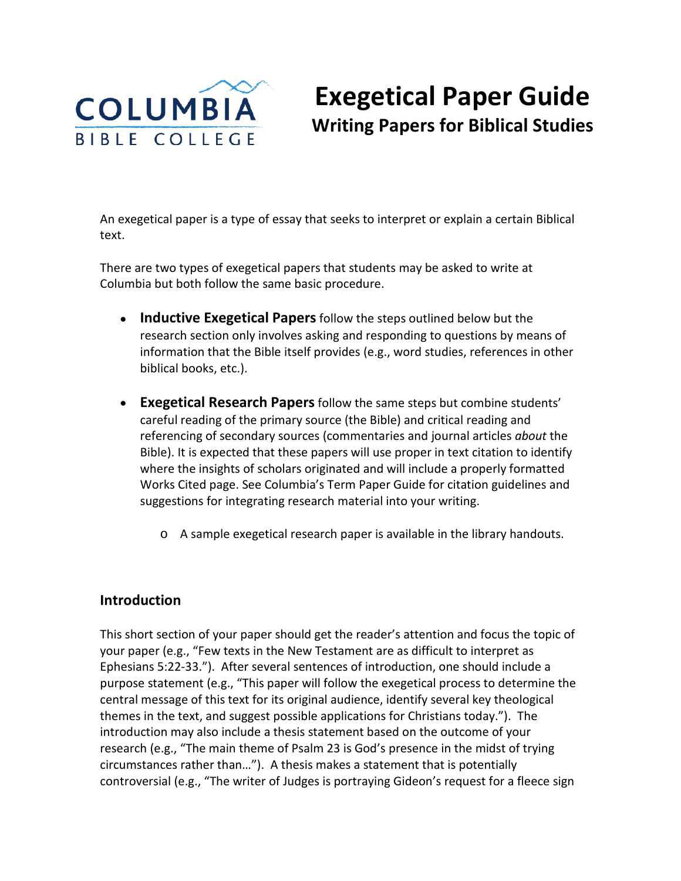COLUMBIA BIBLE COLLEGE

# Exegetical Paper Guide

## Writing Papers for Biblical Studies

An exegetical paper is a type of essay that seeks to interpret or explain a certain Biblical text.

There are two types of exegetical papers that students may be asked to write at Columbia but both follow the same basic procedure.

- **Inductive Exegetical Papers** follow the steps outlined below but the research section only involves asking and responding to questions by means of information that the Bible itself provides (e.g., word studies, references in other biblical books, etc.).
- **Exegetical Research Papers** follow the same steps but combine students' careful reading of the primary source (the Bible) and critical reading and referencing of secondary sources (commentaries and journal articles *about* the Bible). It is expected that these papers will use proper in text citation to identify where the insights of scholars originated and will include a properly formatted Works Cited page. See Columbia's Term Paper Guide for citation guidelines and suggestions for integrating research material into your writing.
    - A sample exegetical research paper is available in the library handouts.

### Introduction

This short section of your paper should get the reader's attention and focus the topic of your paper (e.g., "Few texts in the New Testament are as difficult to interpret as Ephesians 5:22-33."). After several sentences of introduction, one should include a purpose statement (e.g., "This paper will follow the exegetical process to determine the central message of this text for its original audience, identify several key theological themes in the text, and suggest possible applications for Christians today."). The introduction may also include a thesis statement based on the outcome of your research (e.g., "The main theme of Psalm 23 is God's presence in the midst of trying circumstances rather than…"). A thesis makes a statement that is potentially controversial (e.g., "The writer of Judges is portraying Gideon's request for a fleece sign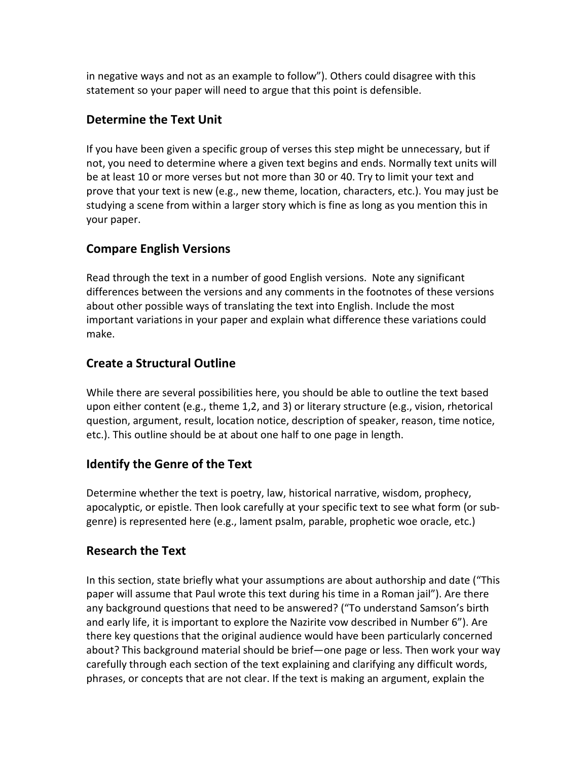in negative ways and not as an example to follow"). Others could disagree with this statement so your paper will need to argue that this point is defensible.

## Determine the Text Unit

If you have been given a specific group of verses this step might be unnecessary, but if not, you need to determine where a given text begins and ends. Normally text units will be at least 10 or more verses but not more than 30 or 40. Try to limit your text and prove that your text is new (e.g., new theme, location, characters, etc.). You may just be studying a scene from within a larger story which is fine as long as you mention this in your paper.

## Compare English Versions

Read through the text in a number of good English versions.  Note any significant differences between the versions and any comments in the footnotes of these versions about other possible ways of translating the text into English. Include the most important variations in your paper and explain what difference these variations could make.

## Create a Structural Outline

While there are several possibilities here, you should be able to outline the text based upon either content (e.g., theme 1,2, and 3) or literary structure (e.g., vision, rhetorical question, argument, result, location notice, description of speaker, reason, time notice, etc.). This outline should be at about one half to one page in length.

## Identify the Genre of the Text

Determine whether the text is poetry, law, historical narrative, wisdom, prophecy, apocalyptic, or epistle. Then look carefully at your specific text to see what form (or sub-genre) is represented here (e.g., lament psalm, parable, prophetic woe oracle, etc.)

## Research the Text

In this section, state briefly what your assumptions are about authorship and date ("This paper will assume that Paul wrote this text during his time in a Roman jail"). Are there any background questions that need to be answered? ("To understand Samson's birth and early life, it is important to explore the Nazirite vow described in Number 6"). Are there key questions that the original audience would have been particularly concerned about? This background material should be brief—one page or less. Then work your way carefully through each section of the text explaining and clarifying any difficult words, phrases, or concepts that are not clear. If the text is making an argument, explain the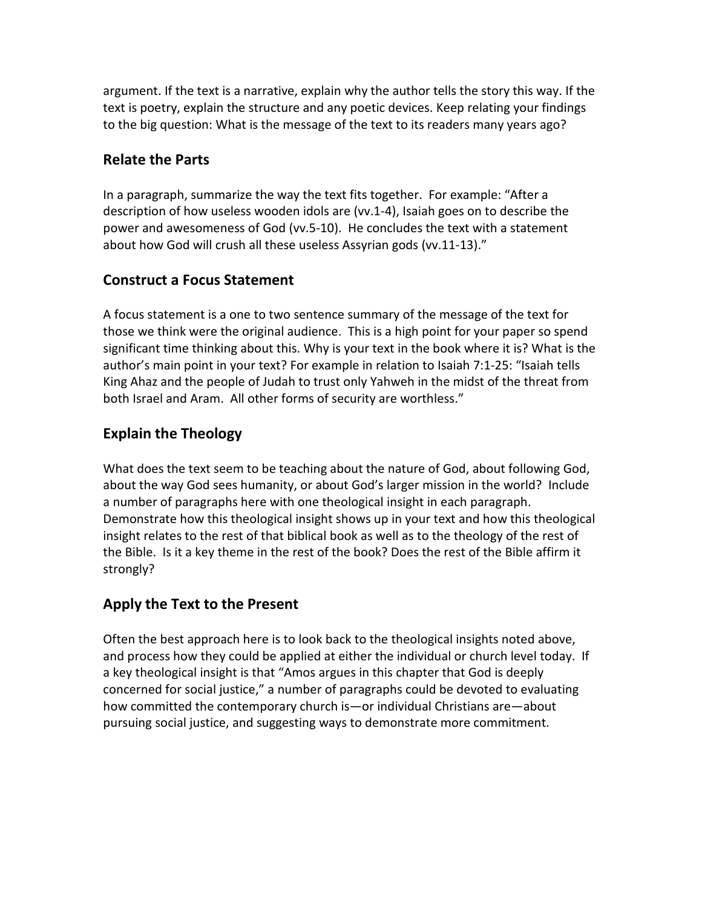argument. If the text is a narrative, explain why the author tells the story this way. If the text is poetry, explain the structure and any poetic devices. Keep relating your findings to the big question: What is the message of the text to its readers many years ago?

## Relate the Parts

In a paragraph, summarize the way the text fits together. For example: "After a description of how useless wooden idols are (vv.1-4), Isaiah goes on to describe the power and awesomeness of God (vv.5-10). He concludes the text with a statement about how God will crush all these useless Assyrian gods (vv.11-13)."

## Construct a Focus Statement

A focus statement is a one to two sentence summary of the message of the text for those we think were the original audience. This is a high point for your paper so spend significant time thinking about this. Why is your text in the book where it is? What is the author's main point in your text? For example in relation to Isaiah 7:1-25: "Isaiah tells King Ahaz and the people of Judah to trust only Yahweh in the midst of the threat from both Israel and Aram. All other forms of security are worthless."

## Explain the Theology

What does the text seem to be teaching about the nature of God, about following God, about the way God sees humanity, or about God's larger mission in the world? Include a number of paragraphs here with one theological insight in each paragraph. Demonstrate how this theological insight shows up in your text and how this theological insight relates to the rest of that biblical book as well as to the theology of the rest of the Bible. Is it a key theme in the rest of the book? Does the rest of the Bible affirm it strongly?

## Apply the Text to the Present

Often the best approach here is to look back to the theological insights noted above, and process how they could be applied at either the individual or church level today. If a key theological insight is that "Amos argues in this chapter that God is deeply concerned for social justice," a number of paragraphs could be devoted to evaluating how committed the contemporary church is—or individual Christians are—about pursuing social justice, and suggesting ways to demonstrate more commitment.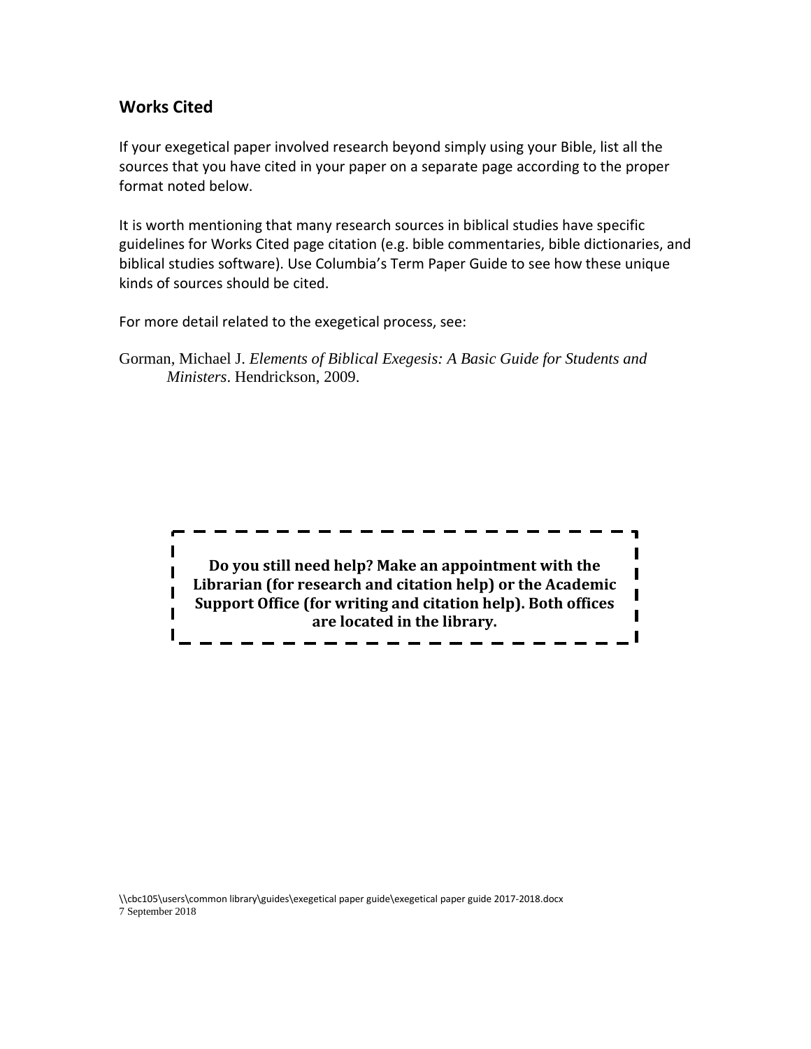## Works Cited

If your exegetical paper involved research beyond simply using your Bible, list all the sources that you have cited in your paper on a separate page according to the proper format noted below.

It is worth mentioning that many research sources in biblical studies have specific guidelines for Works Cited page citation (e.g. bible commentaries, bible dictionaries, and biblical studies software). Use Columbia's Term Paper Guide to see how these unique kinds of sources should be cited.

For more detail related to the exegetical process, see:

Gorman, Michael J. *Elements of Biblical Exegesis: A Basic Guide for Students and Ministers*. Hendrickson, 2009.

**Do you still need help? Make an appointment with the Librarian (for research and citation help) or the Academic Support Office (for writing and citation help). Both offices are located in the library.**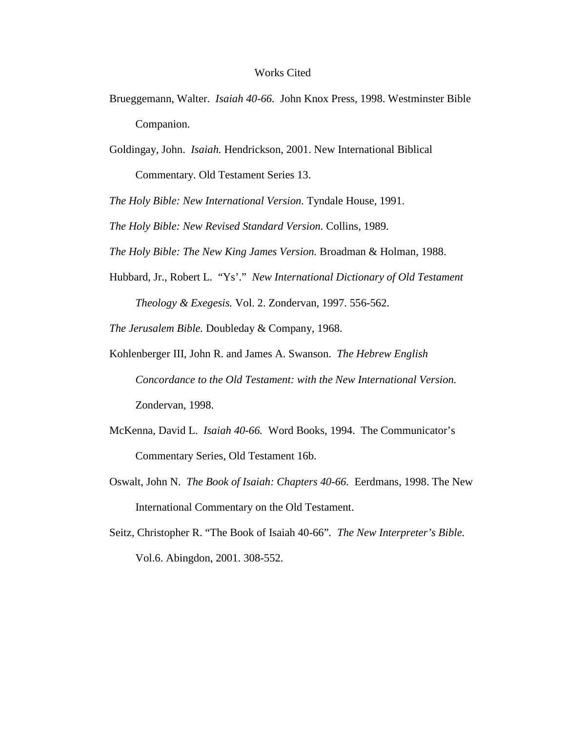# Works Cited

Brueggemann, Walter. *Isaiah 40-66.* John Knox Press, 1998. Westminster Bible Companion.

Goldingay, John. *Isaiah.* Hendrickson, 2001. New International Biblical Commentary. Old Testament Series 13.

*The Holy Bible: New International Version.* Tyndale House, 1991.

*The Holy Bible: New Revised Standard Version.* Collins, 1989.

*The Holy Bible: The New King James Version.* Broadman & Holman, 1988.

Hubbard, Jr., Robert L. "Ys'." *New International Dictionary of Old Testament Theology & Exegesis.* Vol. 2. Zondervan, 1997. 556-562.

*The Jerusalem Bible.* Doubleday & Company, 1968.

Kohlenberger III, John R. and James A. Swanson. *The Hebrew English Concordance to the Old Testament: with the New International Version.* Zondervan, 1998.

McKenna, David L. *Isaiah 40-66.* Word Books, 1994. The Communicator's Commentary Series, Old Testament 16b.

Oswalt, John N. *The Book of Isaiah: Chapters 40-66.* Eerdmans, 1998. The New International Commentary on the Old Testament.

Seitz, Christopher R. "The Book of Isaiah 40-66". *The New Interpreter's Bible.* Vol.6. Abingdon, 2001. 308-552.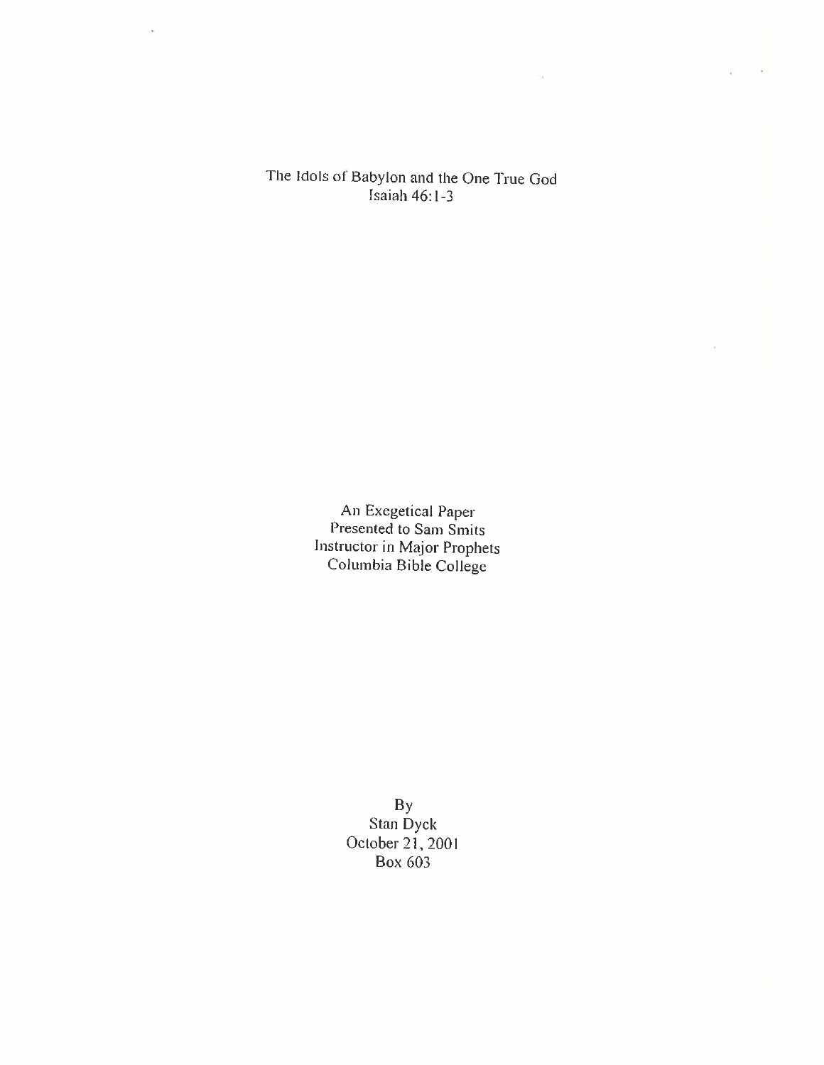The Idols of Babylon and the One True God
Isaiah 46:1-3

An Exegetical Paper
Presented to Sam Smits
Instructor in Major Prophets
Columbia Bible College

By
Stan Dyck
October 21, 2001
Box 603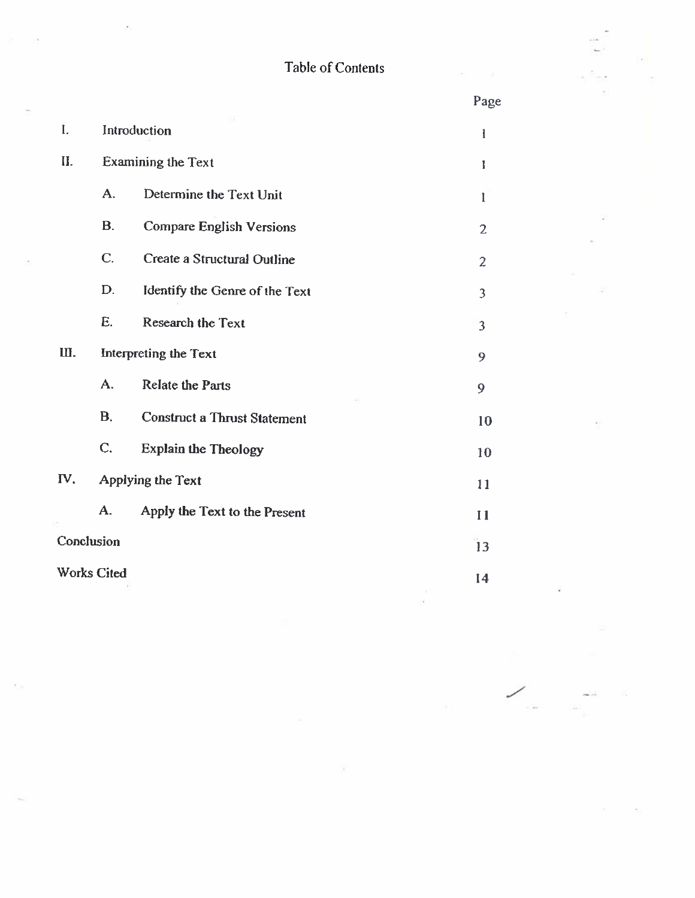# Table of Contents

| | | Page |
|---|---|---|
| I. | Introduction | 1 |
| II. | Examining the Text | 1 |
| | A. Determine the Text Unit | 1 |
| | B. Compare English Versions | 2 |
| | C. Create a Structural Outline | 2 |
| | D. Identify the Genre of the Text | 3 |
| | E. Research the Text | 3 |
| III. | Interpreting the Text | 9 |
| | A. Relate the Parts | 9 |
| | B. Construct a Thrust Statement | 10 |
| | C. Explain the Theology | 10 |
| IV. | Applying the Text | 11 |
| | A. Apply the Text to the Present | 11 |
| Conclusion | | 13 |
| Works Cited | | 14 |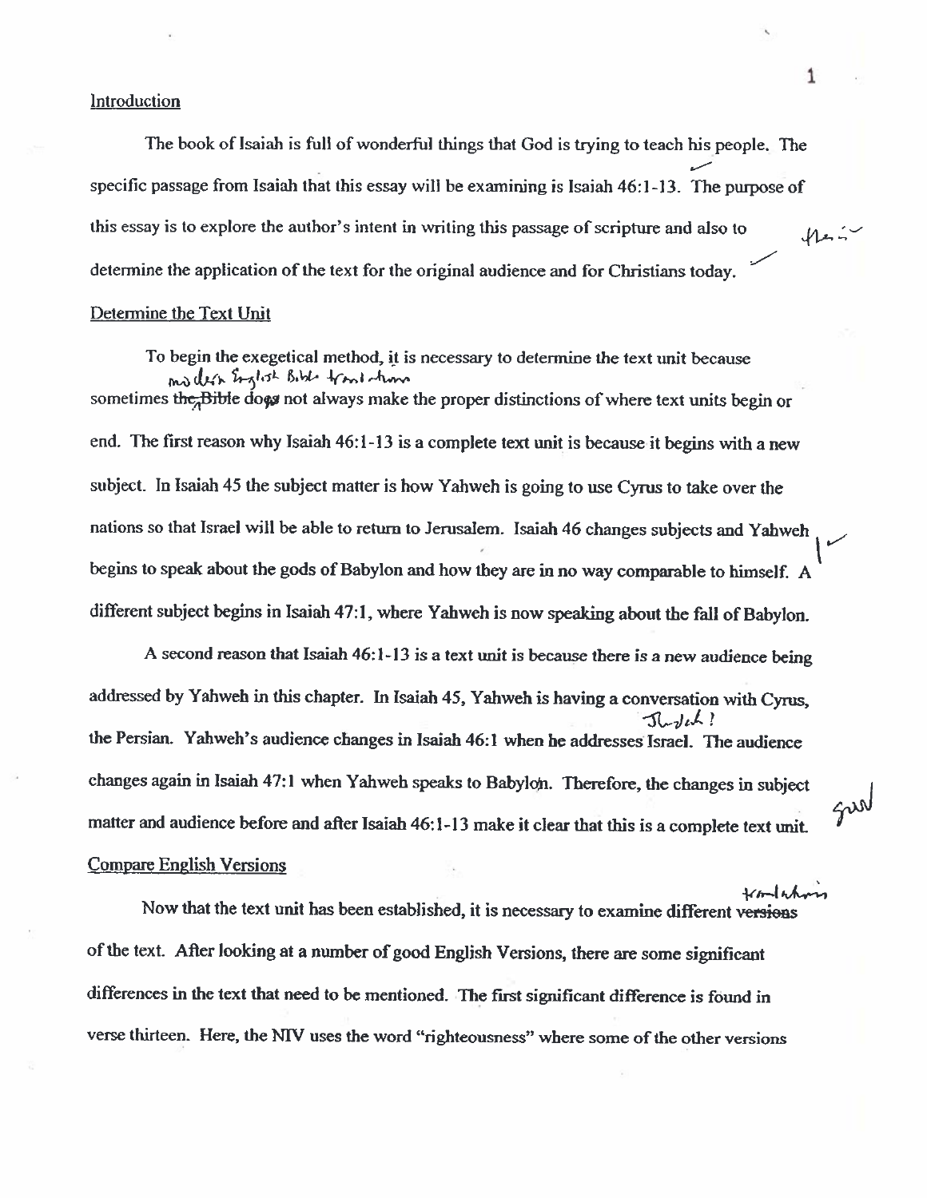Introduction

The book of Isaiah is full of wonderful things that God is trying to teach his people. The specific passage from Isaiah that this essay will be examining is Isaiah 46:1-13. The purpose of this essay is to explore the author's intent in writing this passage of scripture and also to determine the application of the text for the original audience and for Christians today.

Determine the Text Unit

To begin the exegetical method, it is necessary to determine the text unit because sometimes the Bible does not always make the proper distinctions of where text units begin or end. The first reason why Isaiah 46:1-13 is a complete text unit is because it begins with a new subject. In Isaiah 45 the subject matter is how Yahweh is going to use Cyrus to take over the nations so that Israel will be able to return to Jerusalem. Isaiah 46 changes subjects and Yahweh begins to speak about the gods of Babylon and how they are in no way comparable to himself. A different subject begins in Isaiah 47:1, where Yahweh is now speaking about the fall of Babylon.

A second reason that Isaiah 46:1-13 is a text unit is because there is a new audience being addressed by Yahweh in this chapter. In Isaiah 45, Yahweh is having a conversation with Cyrus, the Persian. Yahweh's audience changes in Isaiah 46:1 when he addresses Israel. The audience changes again in Isaiah 47:1 when Yahweh speaks to Babylon. Therefore, the changes in subject matter and audience before and after Isaiah 46:1-13 make it clear that this is a complete text unit.

Compare English Versions

Now that the text unit has been established, it is necessary to examine different versions of the text. After looking at a number of good English Versions, there are some significant differences in the text that need to be mentioned. The first significant difference is found in verse thirteen. Here, the NIV uses the word "righteousness" where some of the other versions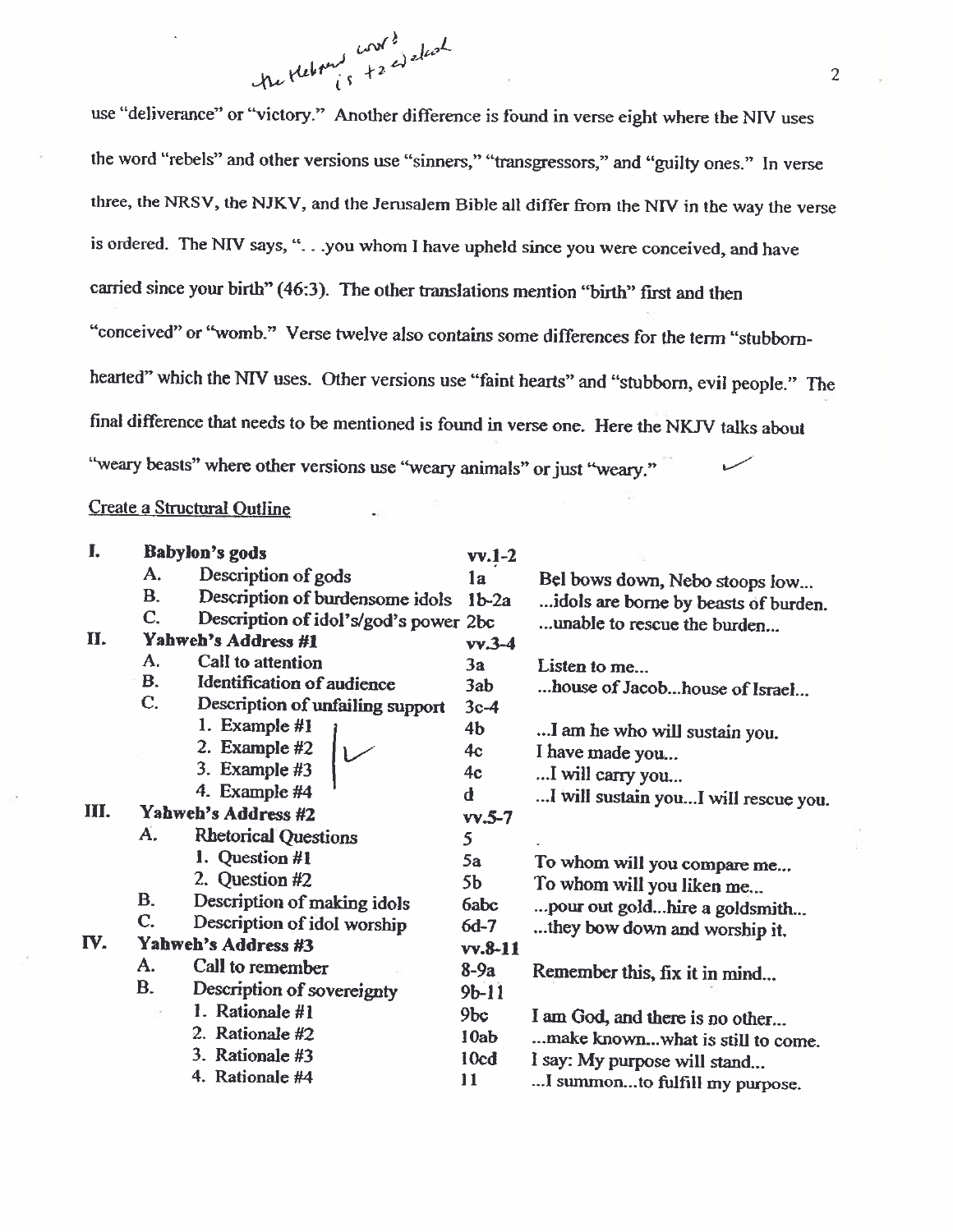the Hebrew word is tzedakah

use "deliverance" or "victory." Another difference is found in verse eight where the NIV uses the word "rebels" and other versions use "sinners," "transgressors," and "guilty ones." In verse three, the NRSV, the NJKV, and the Jerusalem Bible all differ from the NIV in the way the verse is ordered. The NIV says, ". . .you whom I have upheld since you were conceived, and have carried since your birth" (46:3). The other translations mention "birth" first and then "conceived" or "womb." Verse twelve also contains some differences for the term "stubborn-hearted" which the NIV uses. Other versions use "faint hearts" and "stubborn, evil people." The final difference that needs to be mentioned is found in verse one. Here the NKJV talks about "weary beasts" where other versions use "weary animals" or just "weary." ✓

<u>Create a Structural Outline</u>

| | | | | |
|---|---|---|---|---|
| **I.** | **Babylon's gods** | | **vv.1-2** | |
| | A. | Description of gods | 1a | Bel bows down, Nebo stoops low... |
| | B. | Description of burdensome idols | 1b-2a | ...idols are borne by beasts of burden. |
| | C. | Description of idol's/god's power | 2bc | ...unable to rescue the burden... |
| **II.** | **Yahweh's Address #1** | | **vv.3-4** | |
| | A. | Call to attention | 3a | Listen to me... |
| | B. | Identification of audience | 3ab | ...house of Jacob...house of Israel... |
| | C. | Description of unfailing support | 3c-4 | |
| | | 1. Example #1 | 4b | ...I am he who will sustain you. |
| | | 2. Example #2 ✓ | 4c | I have made you... |
| | | 3. Example #3 | 4c | ...I will carry you... |
| | | 4. Example #4 | d | ...I will sustain you...I will rescue you. |
| **III.** | **Yahweh's Address #2** | | **vv.5-7** | |
| | A. | Rhetorical Questions | 5 | |
| | | 1. Question #1 | 5a | To whom will you compare me... |
| | | 2. Question #2 | 5b | To whom will you liken me... |
| | B. | Description of making idols | 6abc | ...pour out gold...hire a goldsmith... |
| | C. | Description of idol worship | 6d-7 | ...they bow down and worship it. |
| **IV.** | **Yahweh's Address #3** | | **vv.8-11** | |
| | A. | Call to remember | 8-9a | Remember this, fix it in mind... |
| | B. | Description of sovereignty | 9b-11 | |
| | | 1. Rationale #1 | 9bc | I am God, and there is no other... |
| | | 2. Rationale #2 | 10ab | ...make known...what is still to come. |
| | | 3. Rationale #3 | 10cd | I say: My purpose will stand... |
| | | 4. Rationale #4 | 11 | ...I summon...to fulfill my purpose. |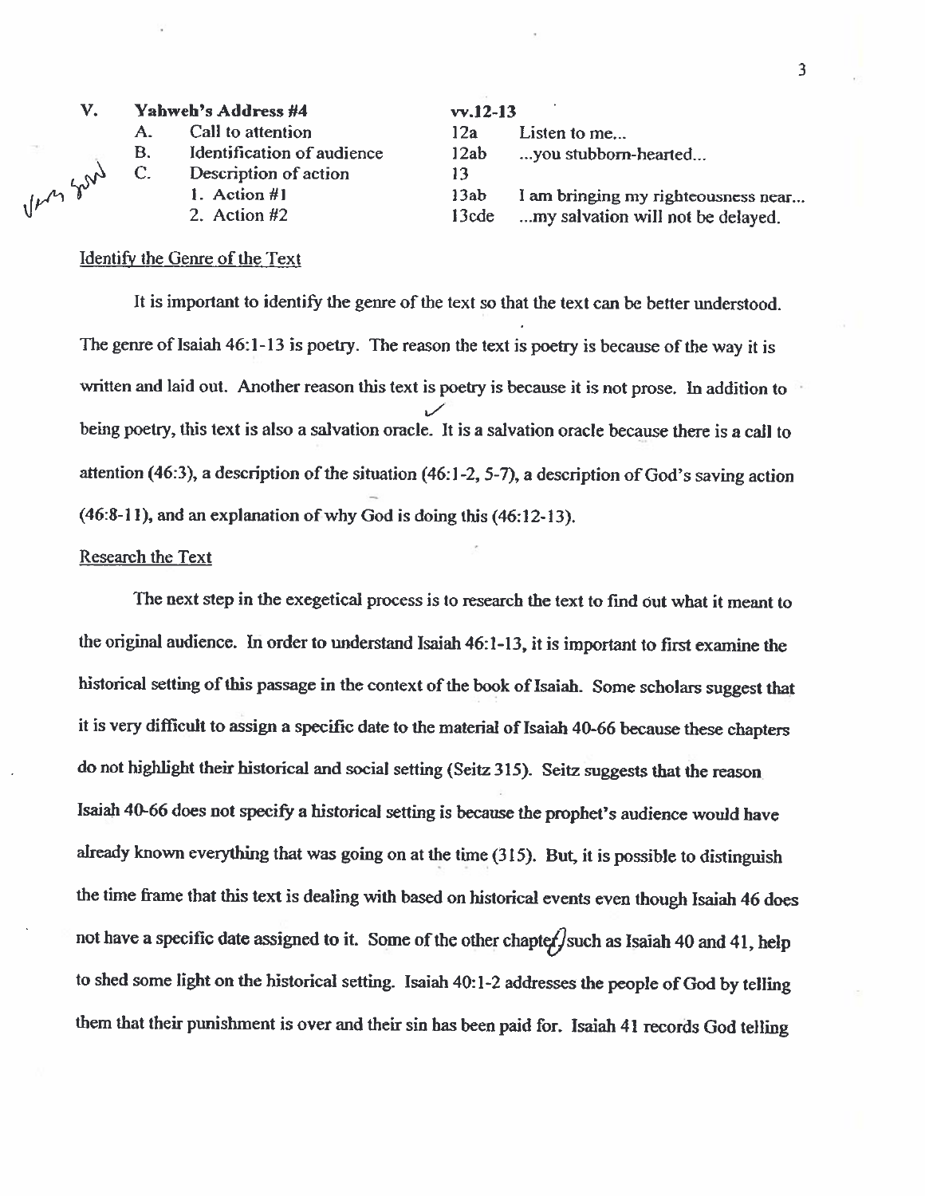| V. | Yahweh's Address #4 | vv.12-13 | |
|---|---|---|---|
| | A. Call to attention | 12a | Listen to me... |
| | B. Identification of audience | 12ab | ...you stubborn-hearted... |
| | C. Description of action | 13 | |
| | 1. Action #1 | 13ab | I am bringing my righteousness near... |
| | 2. Action #2 | 13cde | ...my salvation will not be delayed. |

## Identify the Genre of the Text

It is important to identify the genre of the text so that the text can be better understood. The genre of Isaiah 46:1-13 is poetry. The reason the text is poetry is because of the way it is written and laid out. Another reason this text is poetry is because it is not prose. In addition to being poetry, this text is also a salvation oracle. It is a salvation oracle because there is a call to attention (46:3), a description of the situation (46:1-2, 5-7), a description of God's saving action (46:8-11), and an explanation of why God is doing this (46:12-13).

## Research the Text

The next step in the exegetical process is to research the text to find out what it meant to the original audience. In order to understand Isaiah 46:1-13, it is important to first examine the historical setting of this passage in the context of the book of Isaiah. Some scholars suggest that it is very difficult to assign a specific date to the material of Isaiah 40-66 because these chapters do not highlight their historical and social setting (Seitz 315). Seitz suggests that the reason Isaiah 40-66 does not specify a historical setting is because the prophet's audience would have already known everything that was going on at the time (315). But, it is possible to distinguish the time frame that this text is dealing with based on historical events even though Isaiah 46 does not have a specific date assigned to it. Some of the other chapter such as Isaiah 40 and 41, help to shed some light on the historical setting. Isaiah 40:1-2 addresses the people of God by telling them that their punishment is over and their sin has been paid for. Isaiah 41 records God telling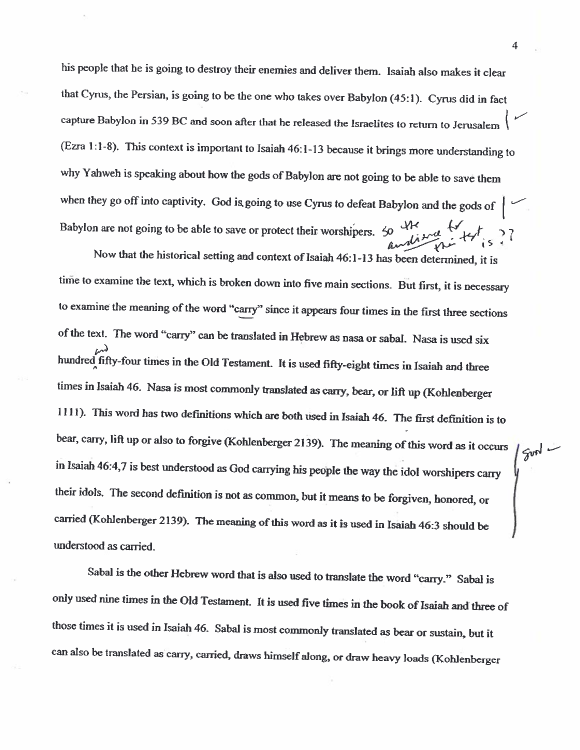his people that he is going to destroy their enemies and deliver them. Isaiah also makes it clear that Cyrus, the Persian, is going to be the one who takes over Babylon (45:1). Cyrus did in fact capture Babylon in 539 BC and soon after that he released the Israelites to return to Jerusalem (Ezra 1:1-8). This context is important to Isaiah 46:1-13 because it brings more understanding to why Yahweh is speaking about how the gods of Babylon are not going to be able to save them when they go off into captivity. God is going to use Cyrus to defeat Babylon and the gods of Babylon are not going to be able to save or protect their worshipers.

Now that the historical setting and context of Isaiah 46:1-13 has been determined, it is time to examine the text, which is broken down into five main sections. But first, it is necessary to examine the meaning of the word "carry" since it appears four times in the first three sections of the text. The word "carry" can be translated in Hebrew as nasa or sabal. Nasa is used six hundred fifty-four times in the Old Testament. It is used fifty-eight times in Isaiah and three times in Isaiah 46. Nasa is most commonly translated as carry, bear, or lift up (Kohlenberger 1111). This word has two definitions which are both used in Isaiah 46. The first definition is to bear, carry, lift up or also to forgive (Kohlenberger 2139). The meaning of this word as it occurs in Isaiah 46:4,7 is best understood as God carrying his people the way the idol worshipers carry their idols. The second definition is not as common, but it means to be forgiven, honored, or carried (Kohlenberger 2139). The meaning of this word as it is used in Isaiah 46:3 should be understood as carried.

Sabal is the other Hebrew word that is also used to translate the word "carry." Sabal is only used nine times in the Old Testament. It is used five times in the book of Isaiah and three of those times it is used in Isaiah 46. Sabal is most commonly translated as bear or sustain, but it can also be translated as carry, carried, draws himself along, or draw heavy loads (Kohlenberger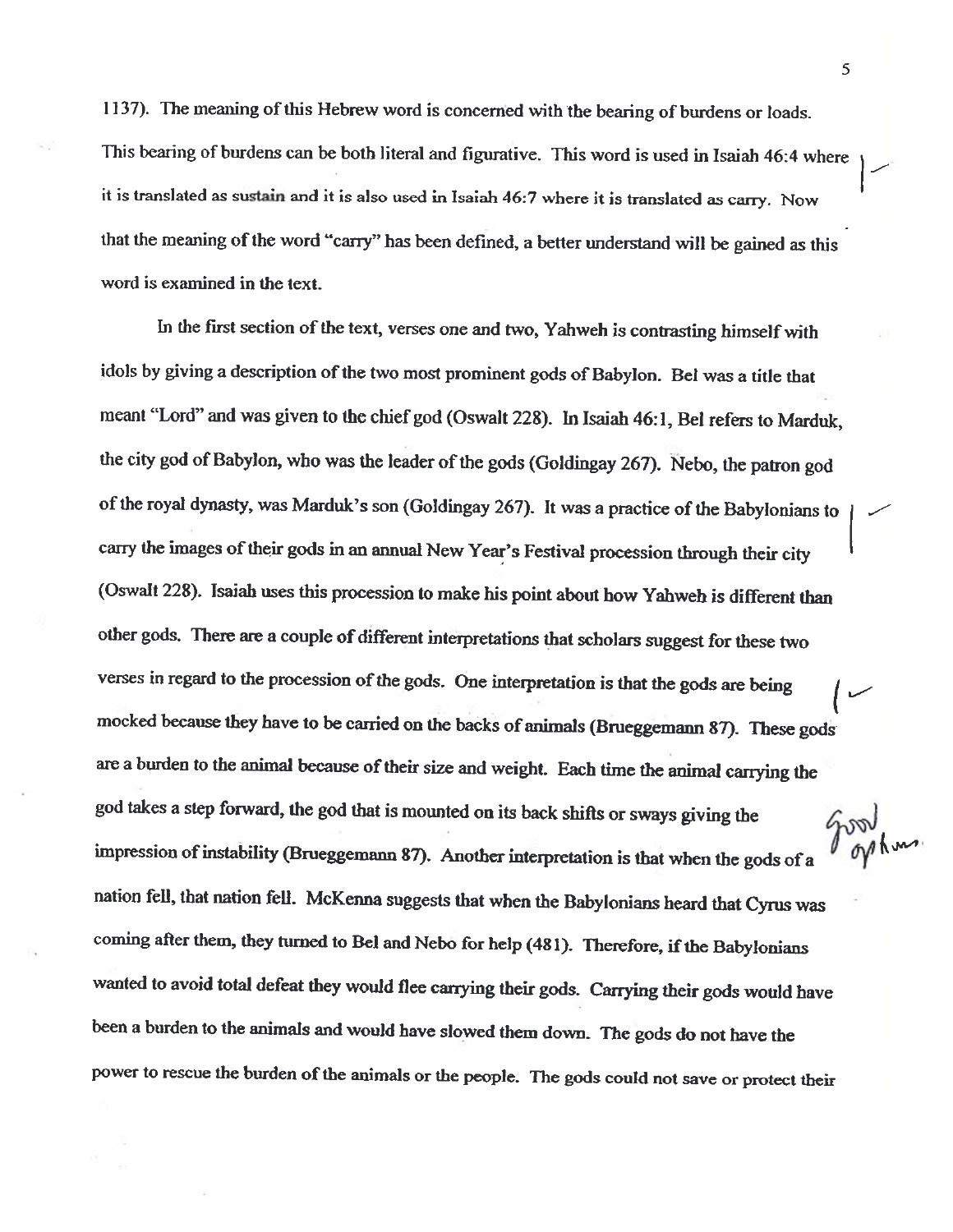1137). The meaning of this Hebrew word is concerned with the bearing of burdens or loads. This bearing of burdens can be both literal and figurative. This word is used in Isaiah 46:4 where it is translated as sustain and it is also used in Isaiah 46:7 where it is translated as carry. Now that the meaning of the word "carry" has been defined, a better understand will be gained as this word is examined in the text.

In the first section of the text, verses one and two, Yahweh is contrasting himself with idols by giving a description of the two most prominent gods of Babylon. Bel was a title that meant "Lord" and was given to the chief god (Oswalt 228). In Isaiah 46:1, Bel refers to Marduk, the city god of Babylon, who was the leader of the gods (Goldingay 267). Nebo, the patron god of the royal dynasty, was Marduk's son (Goldingay 267). It was a practice of the Babylonians to carry the images of their gods in an annual New Year's Festival procession through their city (Oswalt 228). Isaiah uses this procession to make his point about how Yahweh is different than other gods. There are a couple of different interpretations that scholars suggest for these two verses in regard to the procession of the gods. One interpretation is that the gods are being mocked because they have to be carried on the backs of animals (Brueggemann 87). These gods are a burden to the animal because of their size and weight. Each time the animal carrying the god takes a step forward, the god that is mounted on its back shifts or sways giving the impression of instability (Brueggemann 87). Another interpretation is that when the gods of a nation fell, that nation fell. McKenna suggests that when the Babylonians heard that Cyrus was coming after them, they turned to Bel and Nebo for help (481). Therefore, if the Babylonians wanted to avoid total defeat they would flee carrying their gods. Carrying their gods would have been a burden to the animals and would have slowed them down. The gods do not have the power to rescue the burden of the animals or the people. The gods could not save or protect their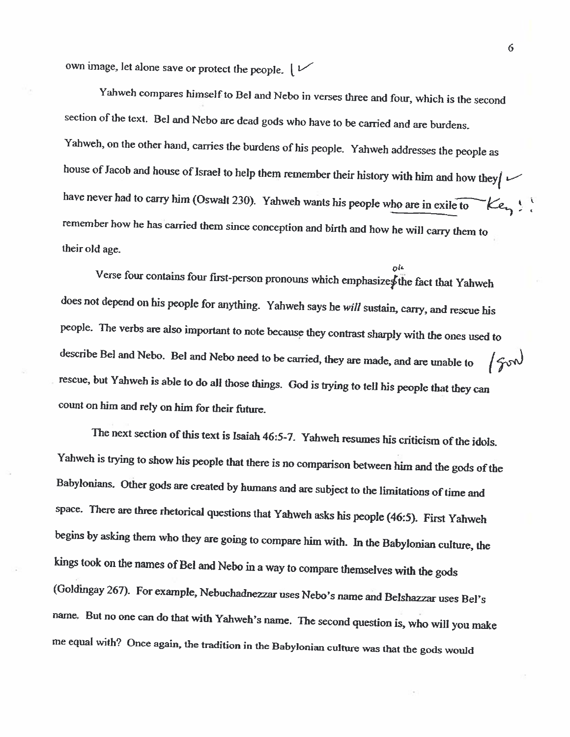own image, let alone save or protect the people.

Yahweh compares himself to Bel and Nebo in verses three and four, which is the second section of the text. Bel and Nebo are dead gods who have to be carried and are burdens. Yahweh, on the other hand, carries the burdens of his people. Yahweh addresses the people as house of Jacob and house of Israel to help them remember their history with him and how they have never had to carry him (Oswalt 230). Yahweh wants his people who are in exile to remember how he has carried them since conception and birth and how he will carry them to their old age.

Verse four contains four first-person pronouns which emphasizes the fact that Yahweh does not depend on his people for anything. Yahweh says he *will* sustain, carry, and rescue his people. The verbs are also important to note because they contrast sharply with the ones used to describe Bel and Nebo. Bel and Nebo need to be carried, they are made, and are unable to rescue, but Yahweh is able to do all those things. God is trying to tell his people that they can count on him and rely on him for their future.

The next section of this text is Isaiah 46:5-7. Yahweh resumes his criticism of the idols. Yahweh is trying to show his people that there is no comparison between him and the gods of the Babylonians. Other gods are created by humans and are subject to the limitations of time and space. There are three rhetorical questions that Yahweh asks his people (46:5). First Yahweh begins by asking them who they are going to compare him with. In the Babylonian culture, the kings took on the names of Bel and Nebo in a way to compare themselves with the gods (Goldingay 267). For example, Nebuchadnezzar uses Nebo's name and Belshazzar uses Bel's name. But no one can do that with Yahweh's name. The second question is, who will you make me equal with? Once again, the tradition in the Babylonian culture was that the gods would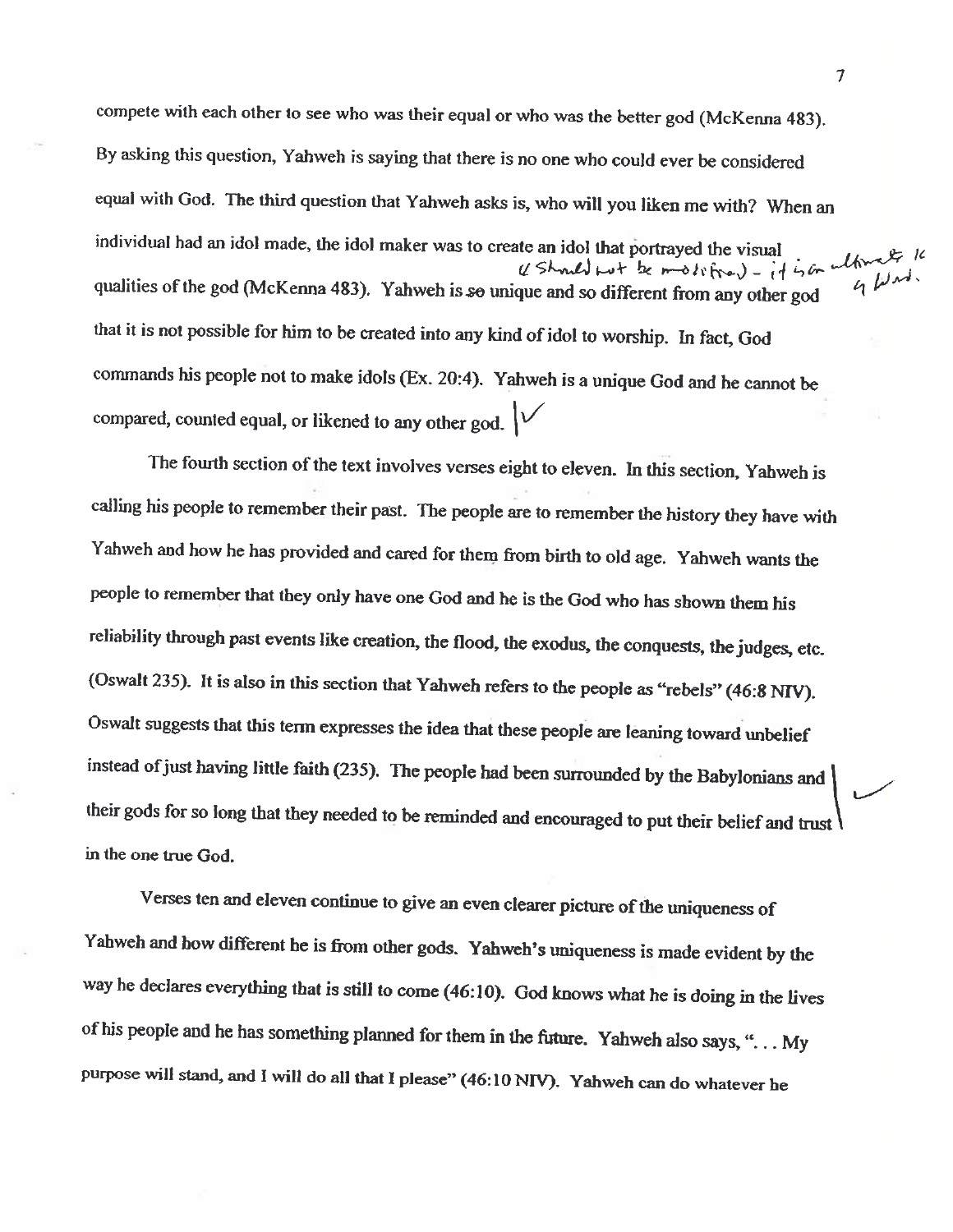compete with each other to see who was their equal or who was the better god (McKenna 483). By asking this question, Yahweh is saying that there is no one who could ever be considered equal with God. The third question that Yahweh asks is, who will you liken me with? When an individual had an idol made, the idol maker was to create an idol that portrayed the visual qualities of the god (McKenna 483). Yahweh is so unique and so different from any other god that it is not possible for him to be created into any kind of idol to worship. In fact, God commands his people not to make idols (Ex. 20:4). Yahweh is a unique God and he cannot be compared, counted equal, or likened to any other god.

The fourth section of the text involves verses eight to eleven. In this section, Yahweh is calling his people to remember their past. The people are to remember the history they have with Yahweh and how he has provided and cared for them from birth to old age. Yahweh wants the people to remember that they only have one God and he is the God who has shown them his reliability through past events like creation, the flood, the exodus, the conquests, the judges, etc. (Oswalt 235). It is also in this section that Yahweh refers to the people as "rebels" (46:8 NIV). Oswalt suggests that this term expresses the idea that these people are leaning toward unbelief instead of just having little faith (235). The people had been surrounded by the Babylonians and their gods for so long that they needed to be reminded and encouraged to put their belief and trust in the one true God.

Verses ten and eleven continue to give an even clearer picture of the uniqueness of Yahweh and how different he is from other gods. Yahweh's uniqueness is made evident by the way he declares everything that is still to come (46:10). God knows what he is doing in the lives of his people and he has something planned for them in the future. Yahweh also says, ". . . My purpose will stand, and I will do all that I please" (46:10 NIV). Yahweh can do whatever he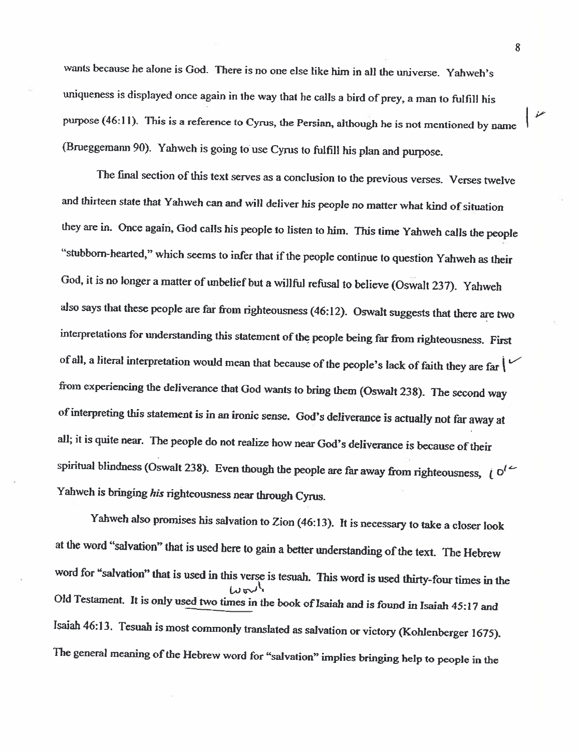wants because he alone is God. There is no one else like him in all the universe. Yahweh's uniqueness is displayed once again in the way that he calls a bird of prey, a man to fulfill his purpose (46:11). This is a reference to Cyrus, the Persian, although he is not mentioned by name (Brueggemann 90). Yahweh is going to use Cyrus to fulfill his plan and purpose.

The final section of this text serves as a conclusion to the previous verses. Verses twelve and thirteen state that Yahweh can and will deliver his people no matter what kind of situation they are in. Once again, God calls his people to listen to him. This time Yahweh calls the people "stubborn-hearted," which seems to infer that if the people continue to question Yahweh as their God, it is no longer a matter of unbelief but a willful refusal to believe (Oswalt 237). Yahweh also says that these people are far from righteousness (46:12). Oswalt suggests that there are two interpretations for understanding this statement of the people being far from righteousness. First of all, a literal interpretation would mean that because of the people's lack of faith they are far from experiencing the deliverance that God wants to bring them (Oswalt 238). The second way of interpreting this statement is in an ironic sense. God's deliverance is actually not far away at all; it is quite near. The people do not realize how near God's deliverance is because of their spiritual blindness (Oswalt 238). Even though the people are far away from righteousness, Yahweh is bringing *his* righteousness near through Cyrus.

Yahweh also promises his salvation to Zion (46:13). It is necessary to take a closer look at the word "salvation" that is used here to gain a better understanding of the text. The Hebrew word for "salvation" that is used in this verse is tesuah. This word is used thirty-four times in the Old Testament. It is only used two times in the book of Isaiah and is found in Isaiah 45:17 and Isaiah 46:13. Tesuah is most commonly translated as salvation or victory (Kohlenberger 1675). The general meaning of the Hebrew word for "salvation" implies bringing help to people in the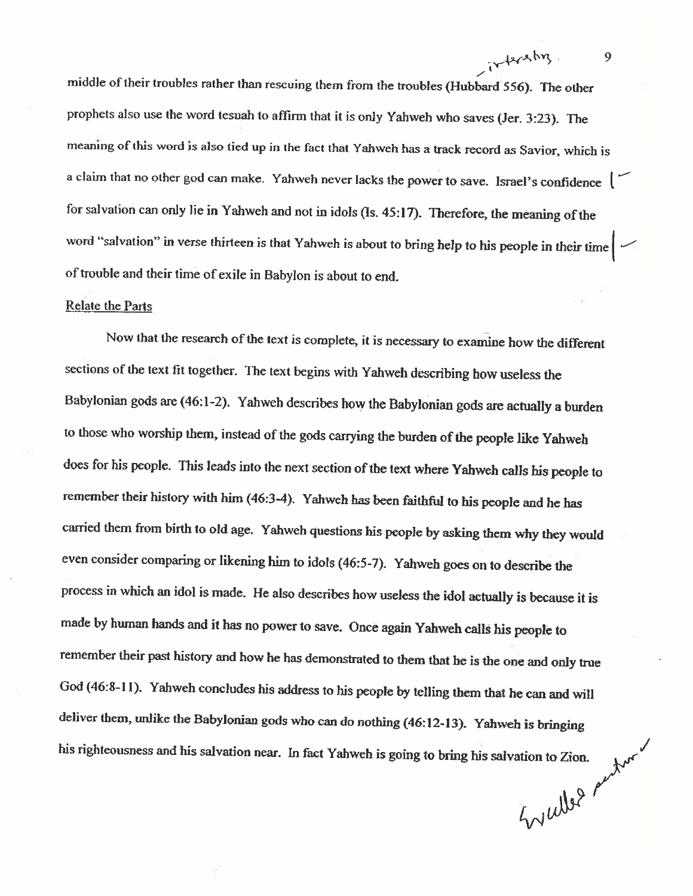middle of their troubles rather than rescuing them from the troubles (Hubbard 556). The other prophets also use the word tesuah to affirm that it is only Yahweh who saves (Jer. 3:23). The meaning of this word is also tied up in the fact that Yahweh has a track record as Savior, which is a claim that no other god can make. Yahweh never lacks the power to save. Israel's confidence for salvation can only lie in Yahweh and not in idols (Is. 45:17). Therefore, the meaning of the word "salvation" in verse thirteen is that Yahweh is about to bring help to his people in their time of trouble and their time of exile in Babylon is about to end.

Relate the Parts

Now that the research of the text is complete, it is necessary to examine how the different sections of the text fit together. The text begins with Yahweh describing how useless the Babylonian gods are (46:1-2). Yahweh describes how the Babylonian gods are actually a burden to those who worship them, instead of the gods carrying the burden of the people like Yahweh does for his people. This leads into the next section of the text where Yahweh calls his people to remember their history with him (46:3-4). Yahweh has been faithful to his people and he has carried them from birth to old age. Yahweh questions his people by asking them why they would even consider comparing or likening him to idols (46:5-7). Yahweh goes on to describe the process in which an idol is made. He also describes how useless the idol actually is because it is made by human hands and it has no power to save. Once again Yahweh calls his people to remember their past history and how he has demonstrated to them that he is the one and only true God (46:8-11). Yahweh concludes his address to his people by telling them that he can and will deliver them, unlike the Babylonian gods who can do nothing (46:12-13). Yahweh is bringing his righteousness and his salvation near. In fact Yahweh is going to bring his salvation to Zion.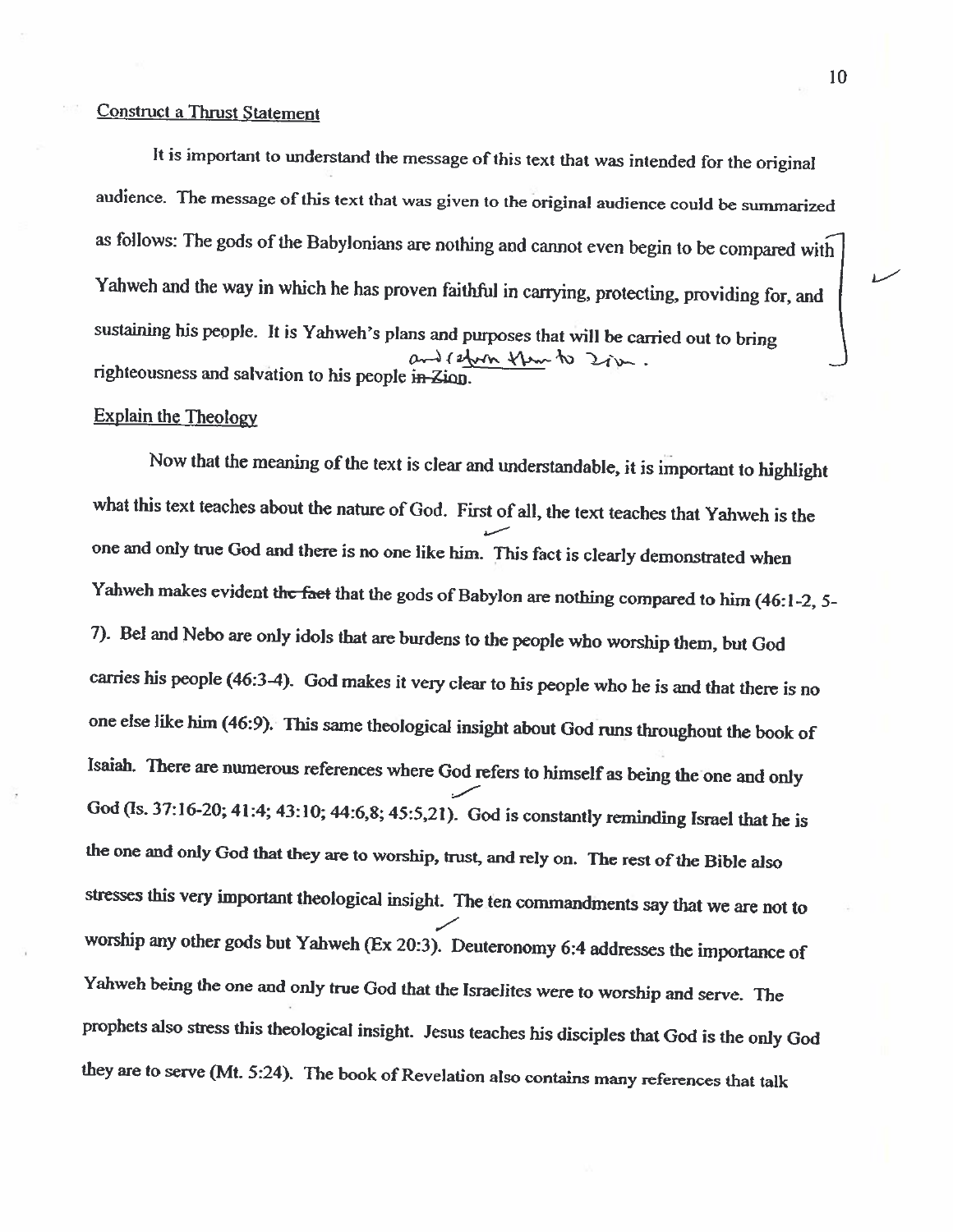Construct a Thrust Statement

It is important to understand the message of this text that was intended for the original audience. The message of this text that was given to the original audience could be summarized as follows: The gods of the Babylonians are nothing and cannot even begin to be compared with Yahweh and the way in which he has proven faithful in carrying, protecting, providing for, and sustaining his people. It is Yahweh's plans and purposes that will be carried out to bring righteousness and salvation to his people ~~in Zion~~ and return them to Zion.

Explain the Theology

Now that the meaning of the text is clear and understandable, it is important to highlight what this text teaches about the nature of God. First of all, the text teaches that Yahweh is the one and only true God and there is no one like him. This fact is clearly demonstrated when Yahweh makes evident ~~the fact~~ that the gods of Babylon are nothing compared to him (46:1-2, 5-7). Bel and Nebo are only idols that are burdens to the people who worship them, but God carries his people (46:3-4). God makes it very clear to his people who he is and that there is no one else like him (46:9). This same theological insight about God runs throughout the book of Isaiah. There are numerous references where God refers to himself as being the one and only God (Is. 37:16-20; 41:4; 43:10; 44:6,8; 45:5,21). God is constantly reminding Israel that he is the one and only God that they are to worship, trust, and rely on. The rest of the Bible also stresses this very important theological insight. The ten commandments say that we are not to worship any other gods but Yahweh (Ex 20:3). Deuteronomy 6:4 addresses the importance of Yahweh being the one and only true God that the Israelites were to worship and serve. The prophets also stress this theological insight. Jesus teaches his disciples that God is the only God they are to serve (Mt. 5:24). The book of Revelation also contains many references that talk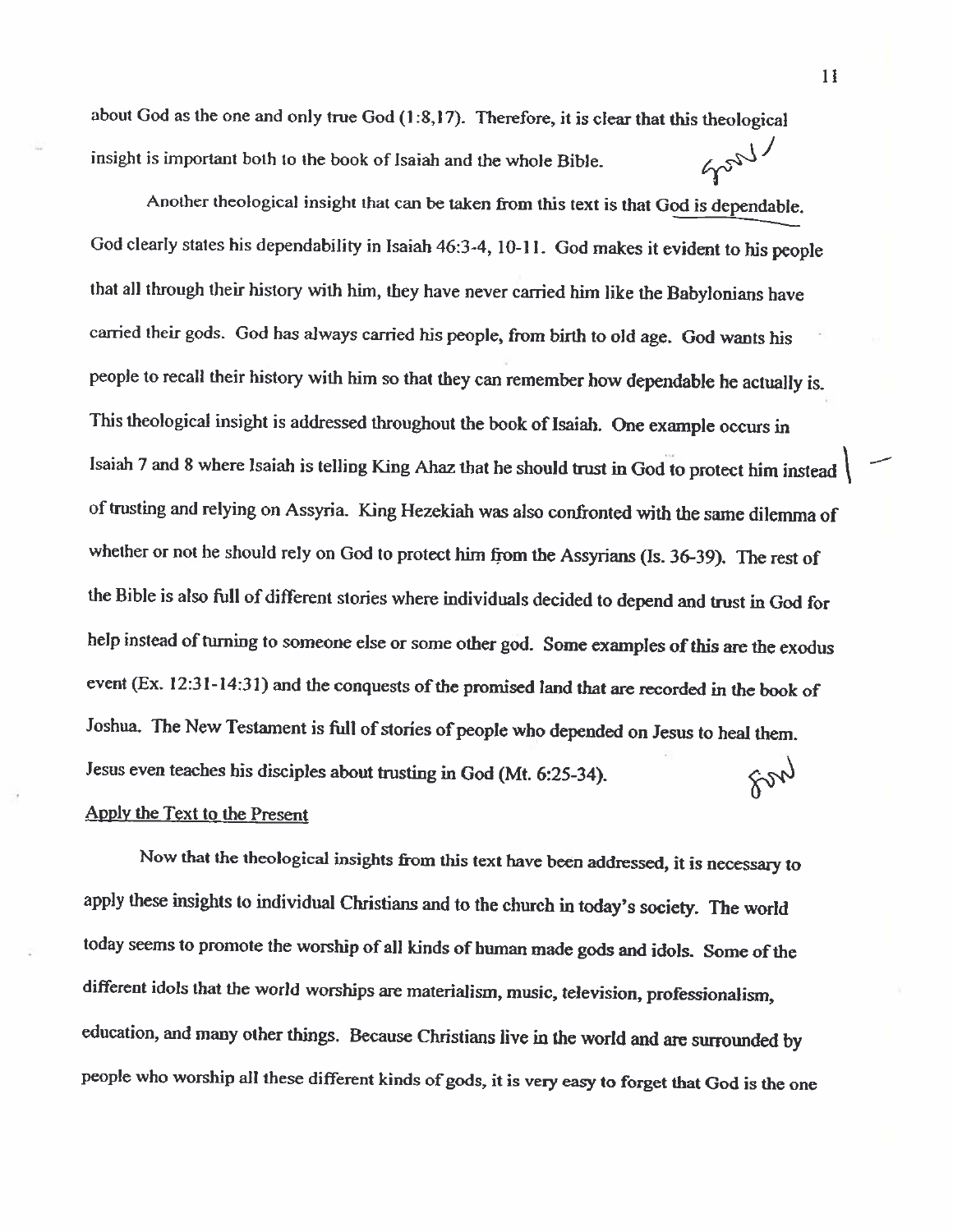about God as the one and only true God (1:8,17). Therefore, it is clear that this theological insight is important both to the book of Isaiah and the whole Bible.

Another theological insight that can be taken from this text is that God is dependable. God clearly states his dependability in Isaiah 46:3-4, 10-11. God makes it evident to his people that all through their history with him, they have never carried him like the Babylonians have carried their gods. God has always carried his people, from birth to old age. God wants his people to recall their history with him so that they can remember how dependable he actually is. This theological insight is addressed throughout the book of Isaiah. One example occurs in Isaiah 7 and 8 where Isaiah is telling King Ahaz that he should trust in God to protect him instead of trusting and relying on Assyria. King Hezekiah was also confronted with the same dilemma of whether or not he should rely on God to protect him from the Assyrians (Is. 36-39). The rest of the Bible is also full of different stories where individuals decided to depend and trust in God for help instead of turning to someone else or some other god. Some examples of this are the exodus event (Ex. 12:31-14:31) and the conquests of the promised land that are recorded in the book of Joshua. The New Testament is full of stories of people who depended on Jesus to heal them. Jesus even teaches his disciples about trusting in God (Mt. 6:25-34).

## Apply the Text to the Present

Now that the theological insights from this text have been addressed, it is necessary to apply these insights to individual Christians and to the church in today's society. The world today seems to promote the worship of all kinds of human made gods and idols. Some of the different idols that the world worships are materialism, music, television, professionalism, education, and many other things. Because Christians live in the world and are surrounded by people who worship all these different kinds of gods, it is very easy to forget that God is the one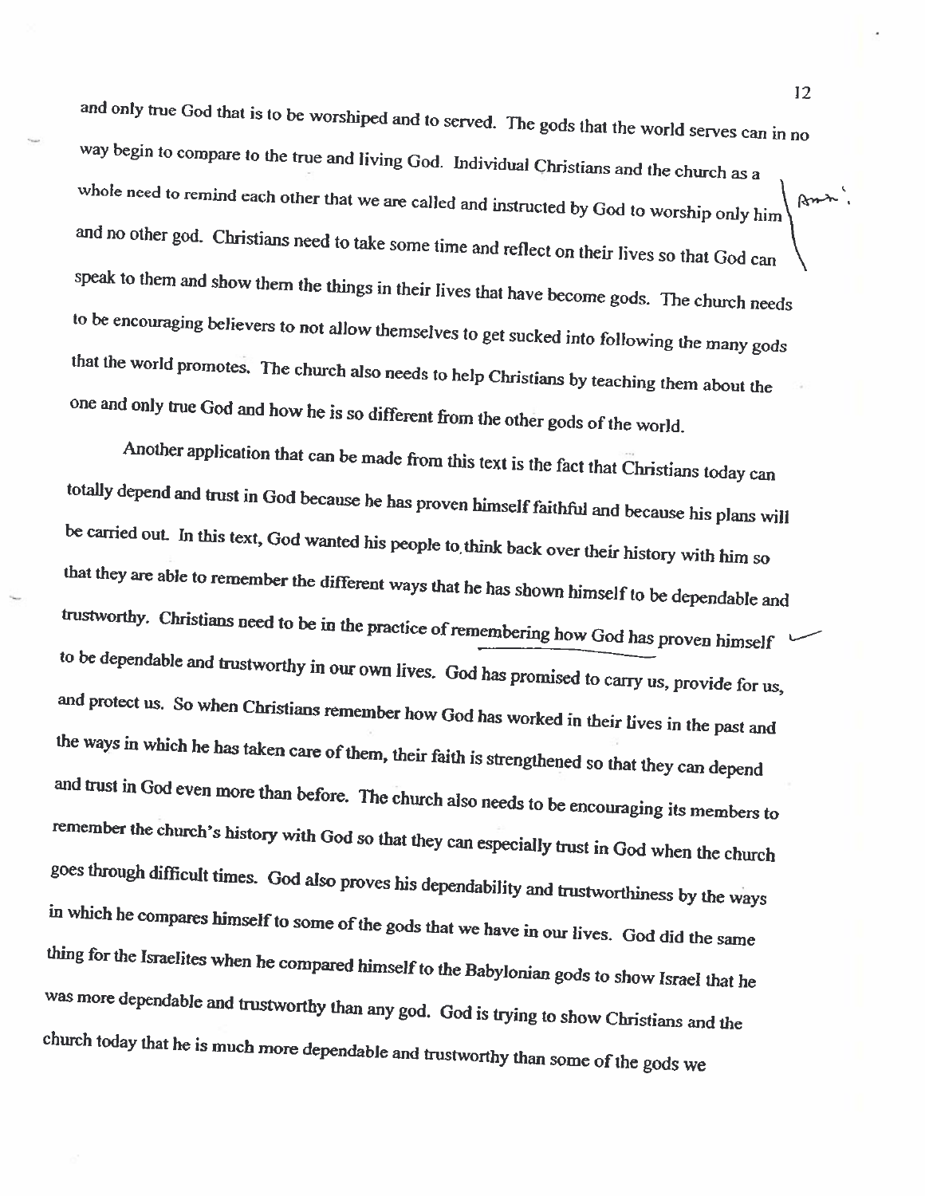and only true God that is to be worshiped and to served. The gods that the world serves can in no way begin to compare to the true and living God. Individual Christians and the church as a whole need to remind each other that we are called and instructed by God to worship only him and no other god. Christians need to take some time and reflect on their lives so that God can speak to them and show them the things in their lives that have become gods. The church needs to be encouraging believers to not allow themselves to get sucked into following the many gods that the world promotes. The church also needs to help Christians by teaching them about the one and only true God and how he is so different from the other gods of the world.

Another application that can be made from this text is the fact that Christians today can totally depend and trust in God because he has proven himself faithful and because his plans will be carried out. In this text, God wanted his people to think back over their history with him so that they are able to remember the different ways that he has shown himself to be dependable and trustworthy. Christians need to be in the practice of remembering how God has proven himself to be dependable and trustworthy in our own lives. God has promised to carry us, provide for us, and protect us. So when Christians remember how God has worked in their lives in the past and the ways in which he has taken care of them, their faith is strengthened so that they can depend and trust in God even more than before. The church also needs to be encouraging its members to remember the church's history with God so that they can especially trust in God when the church goes through difficult times. God also proves his dependability and trustworthiness by the ways in which he compares himself to some of the gods that we have in our lives. God did the same thing for the Israelites when he compared himself to the Babylonian gods to show Israel that he was more dependable and trustworthy than any god. God is trying to show Christians and the church today that he is much more dependable and trustworthy than some of the gods we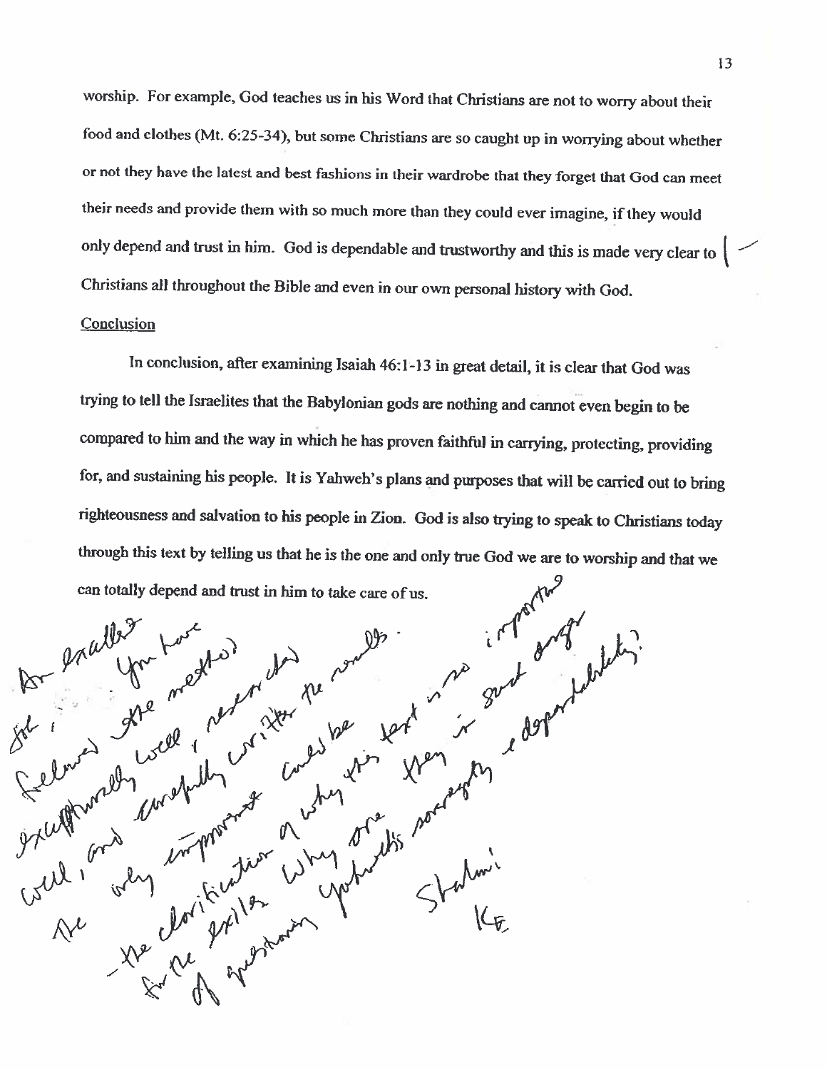worship. For example, God teaches us in his Word that Christians are not to worry about their food and clothes (Mt. 6:25-34), but some Christians are so caught up in worrying about whether or not they have the latest and best fashions in their wardrobe that they forget that God can meet their needs and provide them with so much more than they could ever imagine, if they would only depend and trust in him. God is dependable and trustworthy and this is made very clear to Christians all throughout the Bible and even in our own personal history with God.

## Conclusion

In conclusion, after examining Isaiah 46:1-13 in great detail, it is clear that God was trying to tell the Israelites that the Babylonian gods are nothing and cannot even begin to be compared to him and the way in which he has proven faithful in carrying, protecting, providing for, and sustaining his people. It is Yahweh's plans and purposes that will be carried out to bring righteousness and salvation to his people in Zion. God is also trying to speak to Christians today through this text by telling us that he is the one and only true God we are to worship and that we can totally depend and trust in him to take care of us.

An excellent job, You have followed the method exceptionally well, researched well, and carefully written the results. The only improvement could be the clarification of why this text is so important for the exiles. Why are they in such danger of questioning Yahweh's sovereignty & dependability?

Shalom!
KE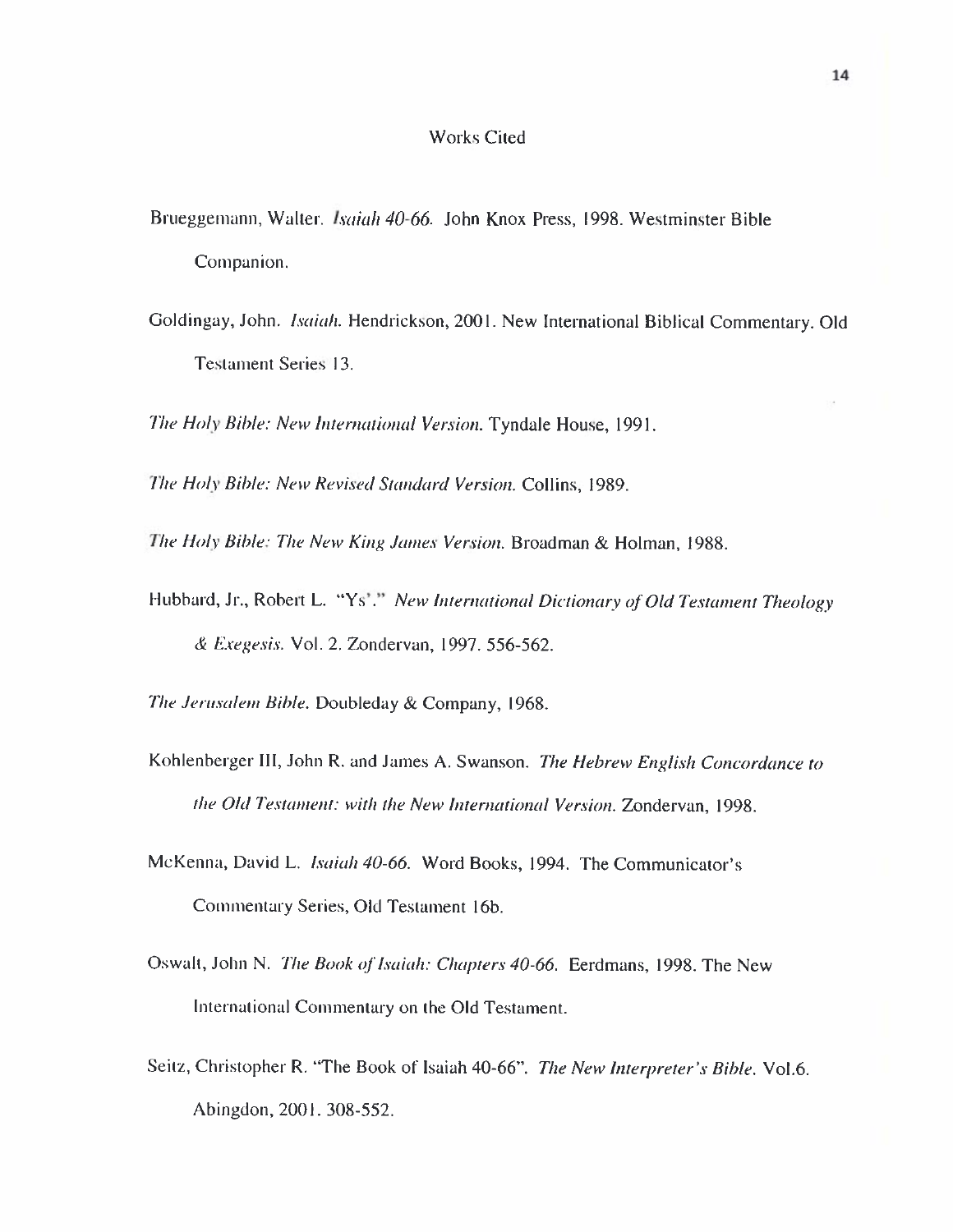# Works Cited

Brueggemann, Walter. *Isaiah 40-66.* John Knox Press, 1998. Westminster Bible Companion.

Goldingay, John. *Isaiah.* Hendrickson, 2001. New International Biblical Commentary. Old Testament Series 13.

*The Holy Bible: New International Version.* Tyndale House, 1991.

*The Holy Bible: New Revised Standard Version.* Collins, 1989.

*The Holy Bible: The New King James Version.* Broadman & Holman, 1988.

Hubbard, Jr., Robert L. "Ys'." *New International Dictionary of Old Testament Theology & Exegesis.* Vol. 2. Zondervan, 1997. 556-562.

*The Jerusalem Bible.* Doubleday & Company, 1968.

Kohlenberger III, John R. and James A. Swanson. *The Hebrew English Concordance to the Old Testament: with the New International Version.* Zondervan, 1998.

McKenna, David L. *Isaiah 40-66.* Word Books, 1994. The Communicator's Commentary Series, Old Testament 16b.

Oswalt, John N. *The Book of Isaiah: Chapters 40-66.* Eerdmans, 1998. The New International Commentary on the Old Testament.

Seitz, Christopher R. "The Book of Isaiah 40-66". *The New Interpreter's Bible.* Vol.6. Abingdon, 2001. 308-552.